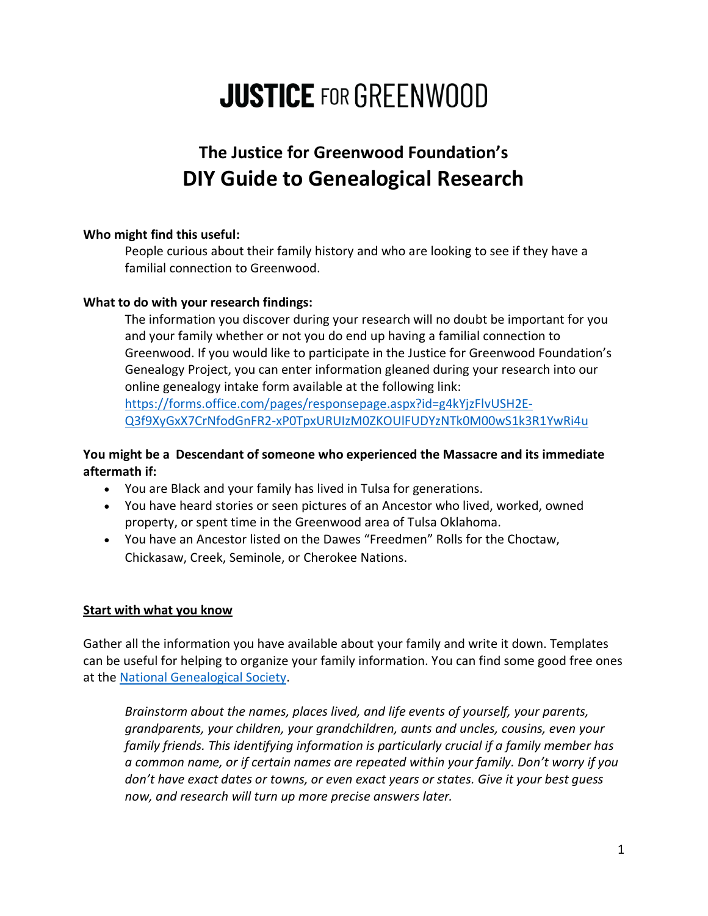# JUSTICE FOR GREENWOOD

## The Justice for Greenwood Foundation's
## DIY Guide to Genealogical Research

**Who might find this useful:**

People curious about their family history and who are looking to see if they have a familial connection to Greenwood.

**What to do with your research findings:**

The information you discover during your research will no doubt be important for you and your family whether or not you do end up having a familial connection to Greenwood. If you would like to participate in the Justice for Greenwood Foundation's Genealogy Project, you can enter information gleaned during your research into our online genealogy intake form available at the following link: [https://forms.office.com/pages/responsepage.aspx?id=g4kYjzFlvUSH2E-Q3f9XyGxX7CrNfodGnFR2-xP0TpxURUIzM0ZKOUlFUDYzNTk0M00wS1k3R1YwRi4u](https://forms.office.com/pages/responsepage.aspx?id=g4kYjzFlvUSH2E-Q3f9XyGxX7CrNfodGnFR2-xP0TpxURUIzM0ZKOUlFUDYzNTk0M00wS1k3R1YwRi4u)

**You might be a Descendant of someone who experienced the Massacre and its immediate aftermath if:**

- You are Black and your family has lived in Tulsa for generations.
- You have heard stories or seen pictures of an Ancestor who lived, worked, owned property, or spent time in the Greenwood area of Tulsa Oklahoma.
- You have an Ancestor listed on the Dawes "Freedmen" Rolls for the Choctaw, Chickasaw, Creek, Seminole, or Cherokee Nations.

**<u>Start with what you know</u>**

Gather all the information you have available about your family and write it down. Templates can be useful for helping to organize your family information. You can find some good free ones at the [National Genealogical Society](#).

*Brainstorm about the names, places lived, and life events of yourself, your parents, grandparents, your children, your grandchildren, aunts and uncles, cousins, even your family friends. This identifying information is particularly crucial if a family member has a common name, or if certain names are repeated within your family. Don't worry if you don't have exact dates or towns, or even exact years or states. Give it your best guess now, and research will turn up more precise answers later.*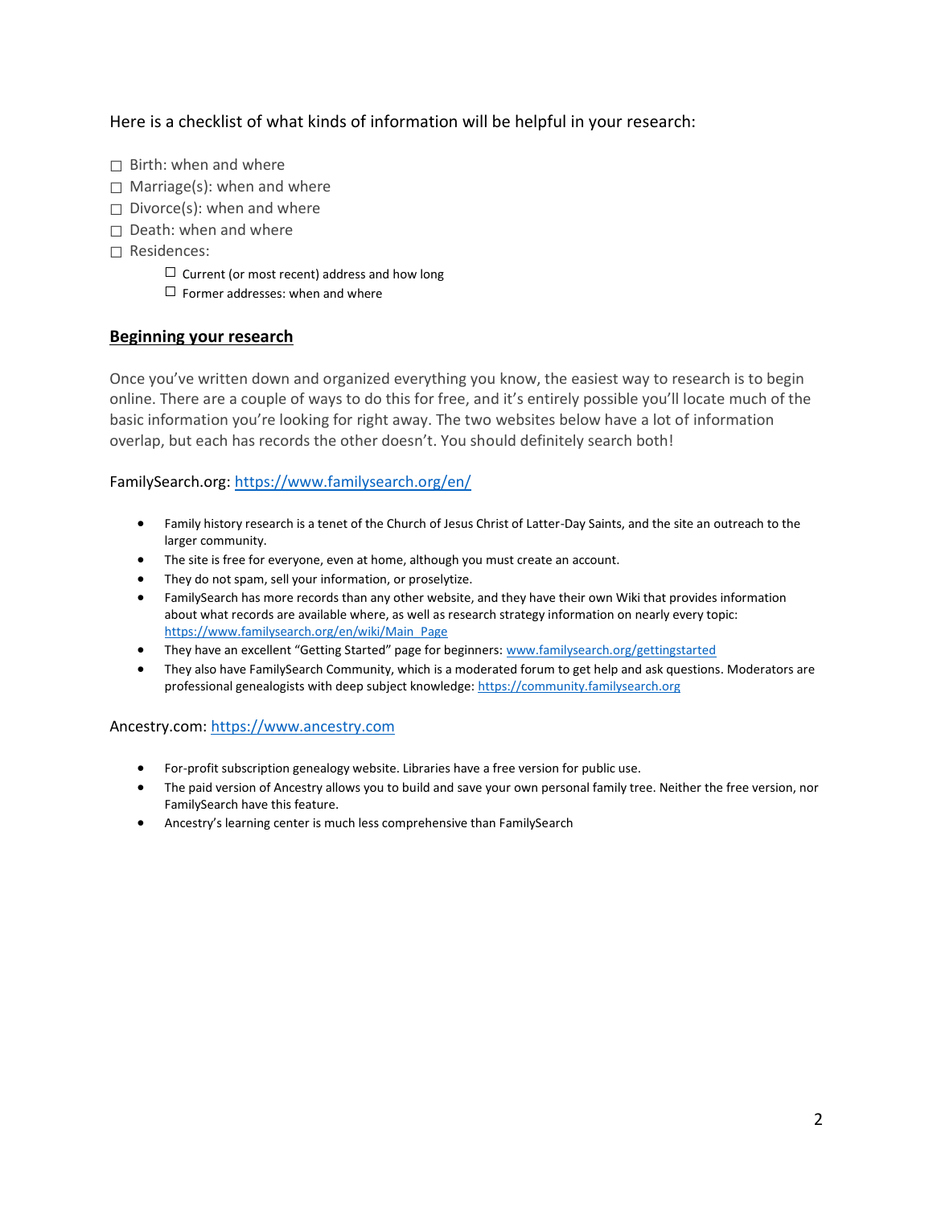Here is a checklist of what kinds of information will be helpful in your research:

- ☐ Birth: when and where
- ☐ Marriage(s): when and where
- ☐ Divorce(s): when and where
- ☐ Death: when and where
- ☐ Residences:
    - ☐ Current (or most recent) address and how long
    - ☐ Former addresses: when and where

## Beginning your research

Once you've written down and organized everything you know, the easiest way to research is to begin online. There are a couple of ways to do this for free, and it's entirely possible you'll locate much of the basic information you're looking for right away. The two websites below have a lot of information overlap, but each has records the other doesn't. You should definitely search both!

FamilySearch.org: [https://www.familysearch.org/en/](https://www.familysearch.org/en/)

- Family history research is a tenet of the Church of Jesus Christ of Latter-Day Saints, and the site an outreach to the larger community.
- The site is free for everyone, even at home, although you must create an account.
- They do not spam, sell your information, or proselytize.
- FamilySearch has more records than any other website, and they have their own Wiki that provides information about what records are available where, as well as research strategy information on nearly every topic: [https://www.familysearch.org/en/wiki/Main_Page](https://www.familysearch.org/en/wiki/Main_Page)
- They have an excellent "Getting Started" page for beginners: [www.familysearch.org/gettingstarted](www.familysearch.org/gettingstarted)
- They also have FamilySearch Community, which is a moderated forum to get help and ask questions. Moderators are professional genealogists with deep subject knowledge: [https://community.familysearch.org](https://community.familysearch.org)

Ancestry.com: [https://www.ancestry.com](https://www.ancestry.com)

- For-profit subscription genealogy website. Libraries have a free version for public use.
- The paid version of Ancestry allows you to build and save your own personal family tree. Neither the free version, nor FamilySearch have this feature.
- Ancestry's learning center is much less comprehensive than FamilySearch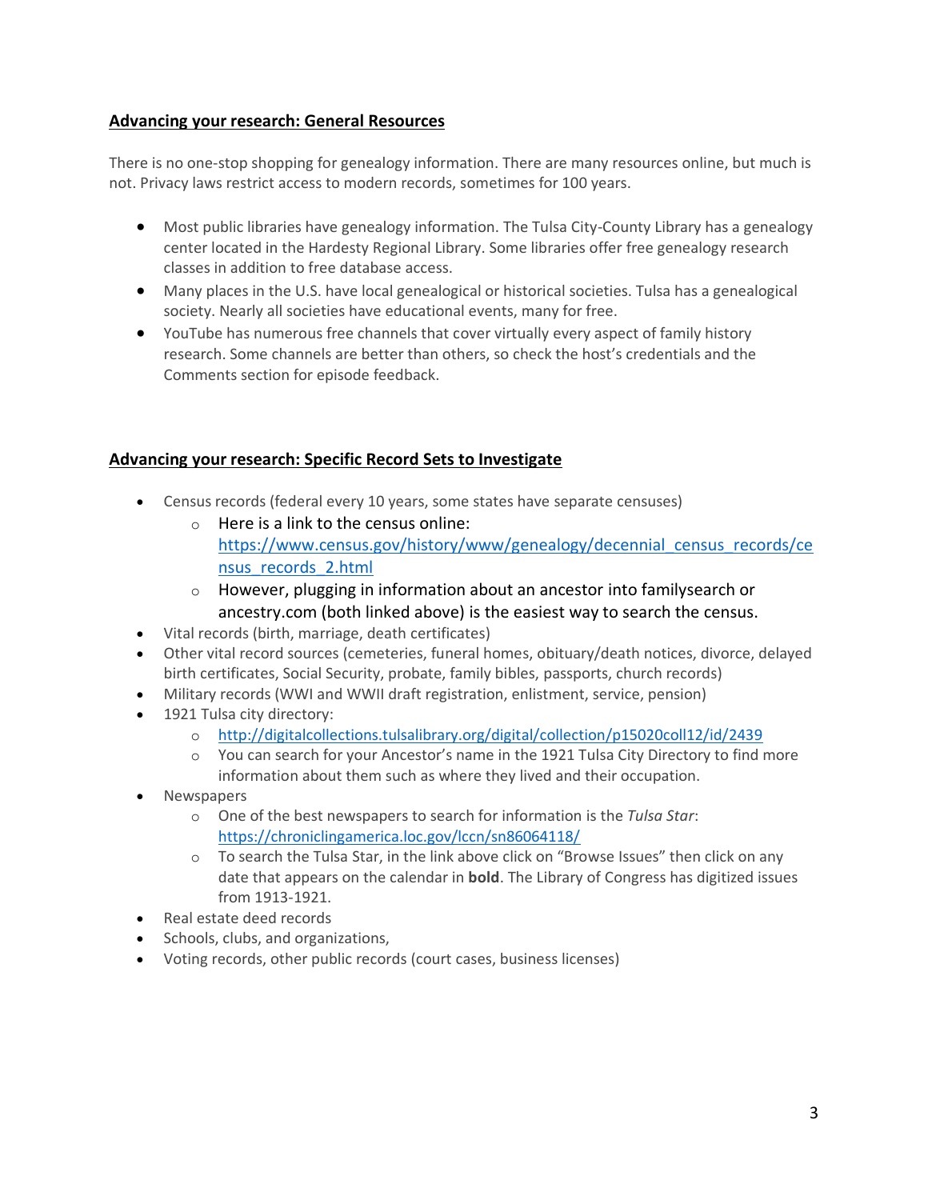## Advancing your research: General Resources

There is no one-stop shopping for genealogy information. There are many resources online, but much is not. Privacy laws restrict access to modern records, sometimes for 100 years.

- Most public libraries have genealogy information. The Tulsa City-County Library has a genealogy center located in the Hardesty Regional Library. Some libraries offer free genealogy research classes in addition to free database access.
- Many places in the U.S. have local genealogical or historical societies. Tulsa has a genealogical society. Nearly all societies have educational events, many for free.
- YouTube has numerous free channels that cover virtually every aspect of family history research. Some channels are better than others, so check the host's credentials and the Comments section for episode feedback.

## Advancing your research: Specific Record Sets to Investigate

- Census records (federal every 10 years, some states have separate censuses)
    - Here is a link to the census online: https://www.census.gov/history/www/genealogy/decennial_census_records/census_records_2.html
    - However, plugging in information about an ancestor into familysearch or ancestry.com (both linked above) is the easiest way to search the census.
- Vital records (birth, marriage, death certificates)
- Other vital record sources (cemeteries, funeral homes, obituary/death notices, divorce, delayed birth certificates, Social Security, probate, family bibles, passports, church records)
- Military records (WWI and WWII draft registration, enlistment, service, pension)
- 1921 Tulsa city directory:
    - http://digitalcollections.tulsalibrary.org/digital/collection/p15020coll12/id/2439
    - You can search for your Ancestor's name in the 1921 Tulsa City Directory to find more information about them such as where they lived and their occupation.
- Newspapers
    - One of the best newspapers to search for information is the *Tulsa Star*: https://chroniclingamerica.loc.gov/lccn/sn86064118/
    - To search the Tulsa Star, in the link above click on "Browse Issues" then click on any date that appears on the calendar in **bold**. The Library of Congress has digitized issues from 1913-1921.
- Real estate deed records
- Schools, clubs, and organizations,
- Voting records, other public records (court cases, business licenses)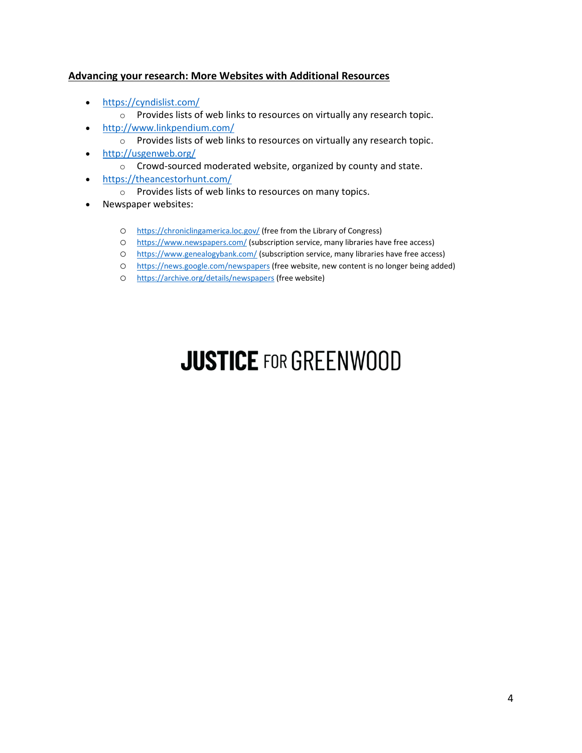**Advancing your research: More Websites with Additional Resources**

- [https://cyndislist.com/](https://cyndislist.com/)
  - Provides lists of web links to resources on virtually any research topic.
- [http://www.linkpendium.com/](http://www.linkpendium.com/)
  - Provides lists of web links to resources on virtually any research topic.
- [http://usgenweb.org/](http://usgenweb.org/)
  - Crowd-sourced moderated website, organized by county and state.
- [https://theancestorhunt.com/](https://theancestorhunt.com/)
  - Provides lists of web links to resources on many topics.
- Newspaper websites:
  - [https://chroniclingamerica.loc.gov/](https://chroniclingamerica.loc.gov/) (free from the Library of Congress)
  - [https://www.newspapers.com/](https://www.newspapers.com/) (subscription service, many libraries have free access)
  - [https://www.genealogybank.com/](https://www.genealogybank.com/) (subscription service, many libraries have free access)
  - [https://news.google.com/newspapers](https://news.google.com/newspapers) (free website, new content is no longer being added)
  - [https://archive.org/details/newspapers](https://archive.org/details/newspapers) (free website)

**JUSTICE** FOR GREENWOOD